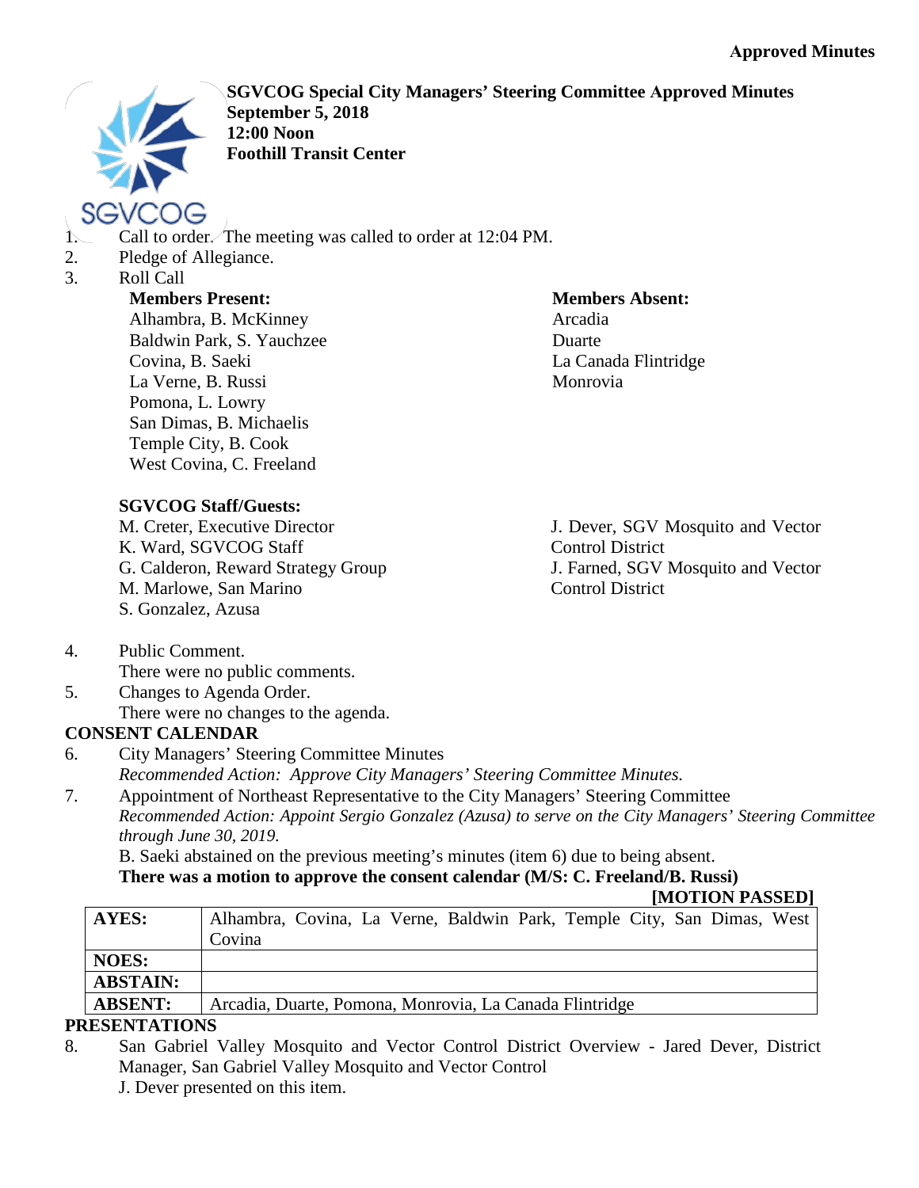**Approved Minutes**

**SGVCOG Special City Managers' Steering Committee Approved Minutes**
**September 5, 2018**
**12:00 Noon**
**Foothill Transit Center**

1. Call to order. The meeting was called to order at 12:04 PM.
2. Pledge of Allegiance.
3. Roll Call

**Members Present:**
Alhambra, B. McKinney
Baldwin Park, S. Yauchzee
Covina, B. Saeki
La Verne, B. Russi
Pomona, L. Lowry
San Dimas, B. Michaelis
Temple City, B. Cook
West Covina, C. Freeland

**Members Absent:**
Arcadia
Duarte
La Canada Flintridge
Monrovia

**SGVCOG Staff/Guests:**
M. Creter, Executive Director
K. Ward, SGVCOG Staff
G. Calderon, Reward Strategy Group
M. Marlowe, San Marino
S. Gonzalez, Azusa
J. Dever, SGV Mosquito and Vector Control District
J. Farned, SGV Mosquito and Vector Control District

4. Public Comment.
   There were no public comments.
5. Changes to Agenda Order.
   There were no changes to the agenda.

**CONSENT CALENDAR**

6. City Managers' Steering Committee Minutes
   *Recommended Action: Approve City Managers' Steering Committee Minutes.*
7. Appointment of Northeast Representative to the City Managers' Steering Committee
   *Recommended Action: Appoint Sergio Gonzalez (Azusa) to serve on the City Managers' Steering Committee through June 30, 2019.*

   B. Saeki abstained on the previous meeting's minutes (item 6) due to being absent.
   **There was a motion to approve the consent calendar (M/S: C. Freeland/B. Russi)**

   **[MOTION PASSED]**

| | |
|---|---|
| **AYES:** | Alhambra, Covina, La Verne, Baldwin Park, Temple City, San Dimas, West Covina |
| **NOES:** | |
| **ABSTAIN:** | |
| **ABSENT:** | Arcadia, Duarte, Pomona, Monrovia, La Canada Flintridge |

**PRESENTATIONS**

8. San Gabriel Valley Mosquito and Vector Control District Overview - Jared Dever, District Manager, San Gabriel Valley Mosquito and Vector Control
   J. Dever presented on this item.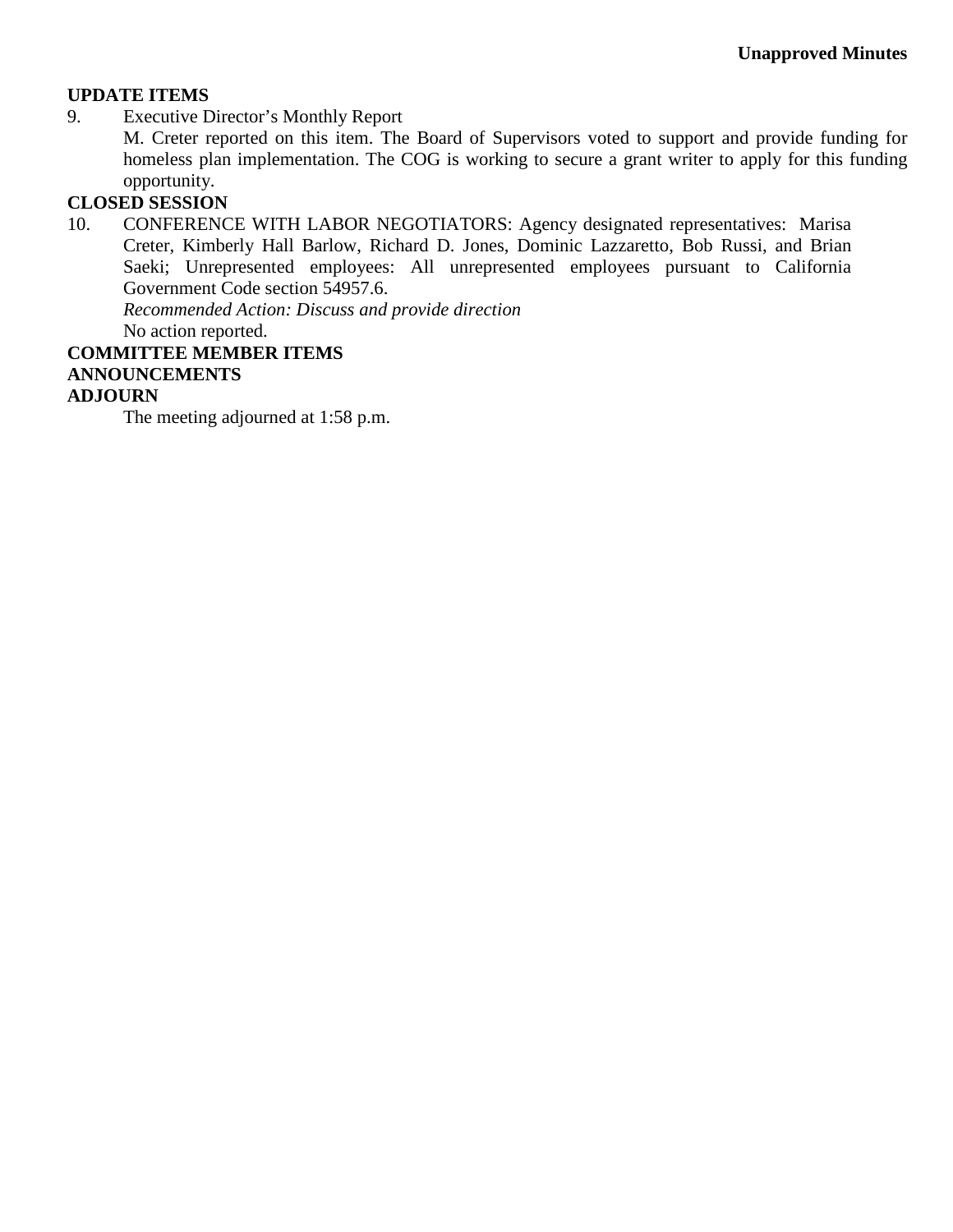**UPDATE ITEMS**

9. Executive Director's Monthly Report

   M. Creter reported on this item. The Board of Supervisors voted to support and provide funding for homeless plan implementation. The COG is working to secure a grant writer to apply for this funding opportunity.

**CLOSED SESSION**

10. CONFERENCE WITH LABOR NEGOTIATORS: Agency designated representatives: Marisa Creter, Kimberly Hall Barlow, Richard D. Jones, Dominic Lazzaretto, Bob Russi, and Brian Saeki; Unrepresented employees: All unrepresented employees pursuant to California Government Code section 54957.6.

    *Recommended Action: Discuss and provide direction*

    No action reported.

**COMMITTEE MEMBER ITEMS**

**ANNOUNCEMENTS**

**ADJOURN**

The meeting adjourned at 1:58 p.m.